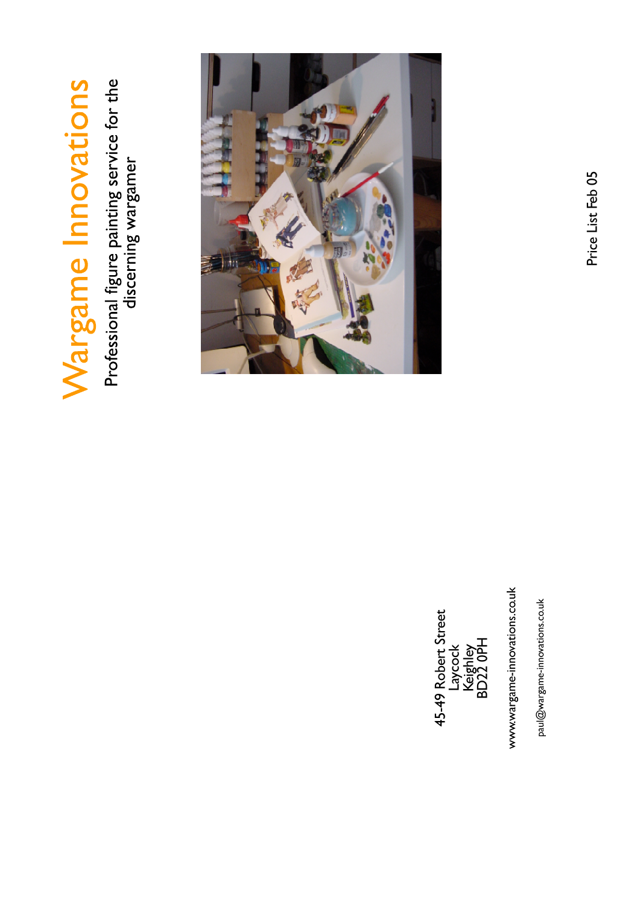# Wargame Innovations

Professional figure painting service for the discerning wargamer

Price List Feb 05

45-49 Robert Street
Laycock
Keighley
BD22 0PH

www.wargame-innovations.co.uk

paul@wargame-innovations.co.uk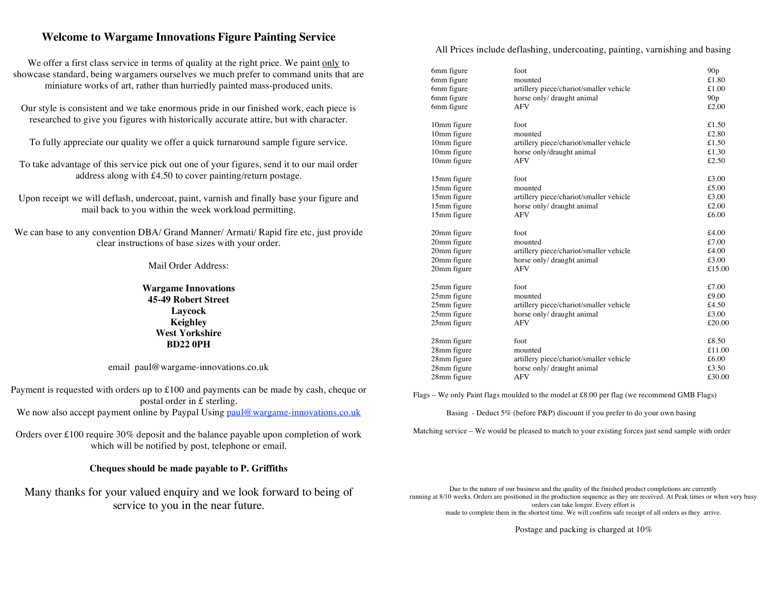# Welcome to Wargame Innovations Figure Painting Service

We offer a first class service in terms of quality at the right price. We paint only to showcase standard, being wargamers ourselves we much prefer to command units that are miniature works of art, rather than hurriedly painted mass-produced units.

Our style is consistent and we take enormous pride in our finished work, each piece is researched to give you figures with historically accurate attire, but with character.

To fully appreciate our quality we offer a quick turnaround sample figure service.

To take advantage of this service pick out one of your figures, send it to our mail order address along with £4.50 to cover painting/return postage.

Upon receipt we will deflash, undercoat, paint, varnish and finally base your figure and mail back to you within the week workload permitting.

We can base to any convention DBA/ Grand Manner/ Armati/ Rapid fire etc, just provide clear instructions of base sizes with your order.

Mail Order Address:

**Wargame Innovations**
**45-49 Robert Street**
**Laycock**
**Keighley**
**West Yorkshire**
**BD22 0PH**

email paul@wargame-innovations.co.uk

Payment is requested with orders up to £100 and payments can be made by cash, cheque or postal order in £ sterling.
We now also accept payment online by Paypal Using paul@wargame-innovations.co.uk

Orders over £100 require 30% deposit and the balance payable upon completion of work which will be notified by post, telephone or email.

**Cheques should be made payable to P. Griffiths**

Many thanks for your valued enquiry and we look forward to being of service to you in the near future.

All Prices include deflashing, undercoating, painting, varnishing and basing

| | | |
|---|---|---|
| 6mm figure | foot | 90p |
| 6mm figure | mounted | £1.80 |
| 6mm figure | artillery piece/chariot/smaller vehicle | £1.00 |
| 6mm figure | horse only/ draught animal | 90p |
| 6mm figure | AFV | £2.00 |
| 10mm figure | foot | £1.50 |
| 10mm figure | mounted | £2.80 |
| 10mm figure | artillery piece/chariot/smaller vehicle | £1.50 |
| 10mm figure | horse only/draught animal | £1.30 |
| 10mm figure | AFV | £2.50 |
| 15mm figure | foot | £3.00 |
| 15mm figure | mounted | £5.00 |
| 15mm figure | artillery piece/chariot/smaller vehicle | £3.00 |
| 15mm figure | horse only/ draught animal | £2.00 |
| 15mm figure | AFV | £6.00 |
| 20mm figure | foot | £4.00 |
| 20mm figure | mounted | £7.00 |
| 20mm figure | artillery piece/chariot/smaller vehicle | £4.00 |
| 20mm figure | horse only/ draught animal | £3.00 |
| 20mm figure | AFV | £15.00 |
| 25mm figure | foot | £7.00 |
| 25mm figure | mounted | £9.00 |
| 25mm figure | artillery piece/chariot/smaller vehicle | £4.50 |
| 25mm figure | horse only/ draught animal | £3.00 |
| 25mm figure | AFV | £20.00 |
| 28mm figure | foot | £8.50 |
| 28mm figure | mounted | £11.00 |
| 28mm figure | artillery piece/chariot/smaller vehicle | £6.00 |
| 28mm figure | horse only/ draught animal | £3.50 |
| 28mm figure | AFV | £30.00 |

Flags – We only Paint flags moulded to the model at £8.00 per flag (we recommend GMB Flags)

Basing - Deduct 5% (before P&P) discount if you prefer to do your own basing

Matching service – We would be pleased to match to your existing forces just send sample with order

Due to the nature of our business and the quality of the finished product completions are currently running at 8/10 weeks. Orders are positioned in the production sequence as they are received. At Peak times or when very busy orders can take longer. Every effort is made to complete them in the shortest time. We will confirm safe receipt of all orders as they arrive.

Postage and packing is charged at 10%